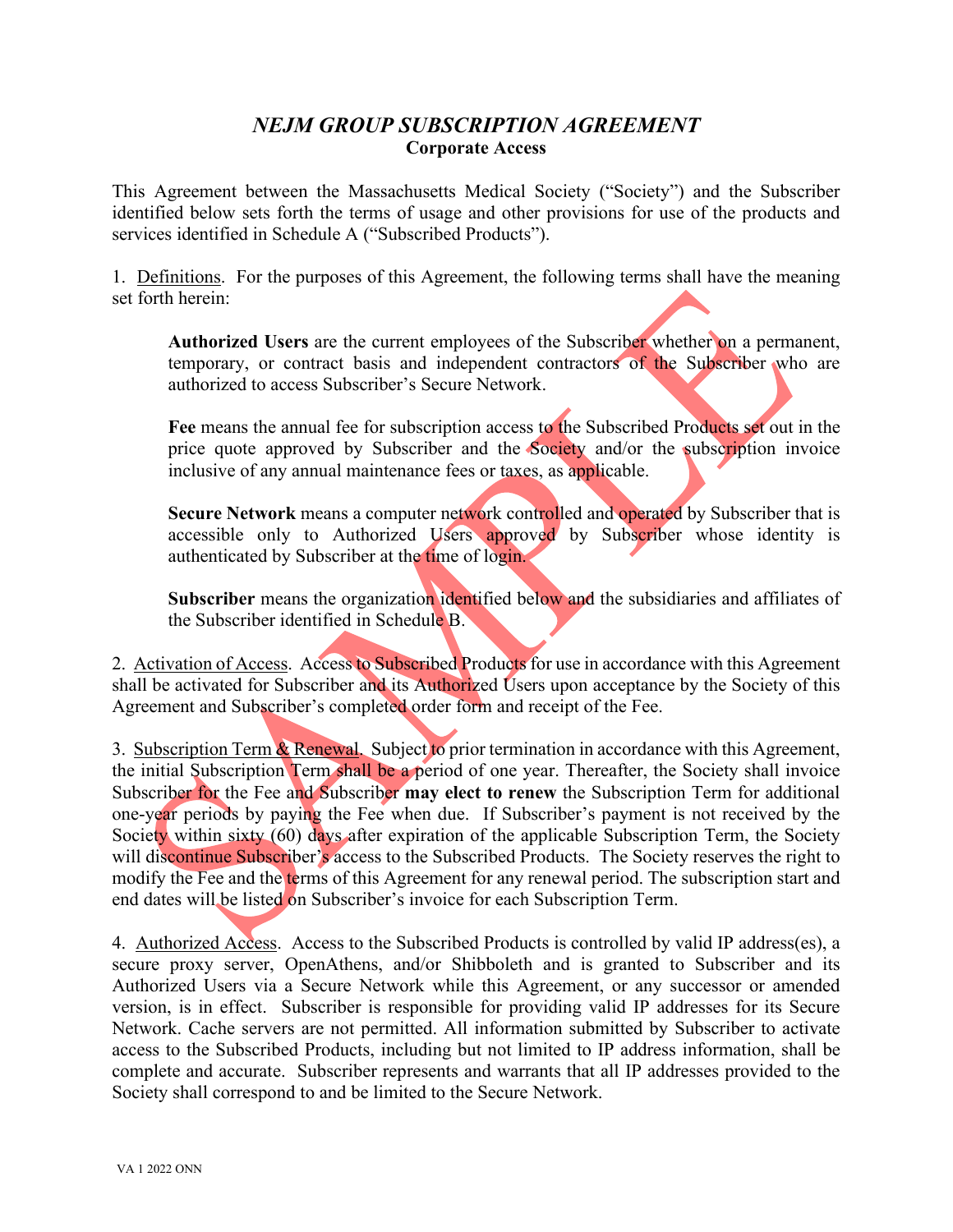# *NEJM GROUP SUBSCRIPTION AGREEMENT*

**Corporate Access**

This Agreement between the Massachusetts Medical Society ("Society") and the Subscriber identified below sets forth the terms of usage and other provisions for use of the products and services identified in Schedule A ("Subscribed Products").

1. Definitions. For the purposes of this Agreement, the following terms shall have the meaning set forth herein:

> **Authorized Users** are the current employees of the Subscriber whether on a permanent, temporary, or contract basis and independent contractors of the Subscriber who are authorized to access Subscriber's Secure Network.
>
> **Fee** means the annual fee for subscription access to the Subscribed Products set out in the price quote approved by Subscriber and the Society and/or the subscription invoice inclusive of any annual maintenance fees or taxes, as applicable.
>
> **Secure Network** means a computer network controlled and operated by Subscriber that is accessible only to Authorized Users approved by Subscriber whose identity is authenticated by Subscriber at the time of login.
>
> **Subscriber** means the organization identified below and the subsidiaries and affiliates of the Subscriber identified in Schedule B.

2. Activation of Access. Access to Subscribed Products for use in accordance with this Agreement shall be activated for Subscriber and its Authorized Users upon acceptance by the Society of this Agreement and Subscriber's completed order form and receipt of the Fee.

3. Subscription Term & Renewal. Subject to prior termination in accordance with this Agreement, the initial Subscription Term shall be a period of one year. Thereafter, the Society shall invoice Subscriber for the Fee and Subscriber **may elect to renew** the Subscription Term for additional one-year periods by paying the Fee when due. If Subscriber's payment is not received by the Society within sixty (60) days after expiration of the applicable Subscription Term, the Society will discontinue Subscriber's access to the Subscribed Products. The Society reserves the right to modify the Fee and the terms of this Agreement for any renewal period. The subscription start and end dates will be listed on Subscriber's invoice for each Subscription Term.

4. Authorized Access. Access to the Subscribed Products is controlled by valid IP address(es), a secure proxy server, OpenAthens, and/or Shibboleth and is granted to Subscriber and its Authorized Users via a Secure Network while this Agreement, or any successor or amended version, is in effect. Subscriber is responsible for providing valid IP addresses for its Secure Network. Cache servers are not permitted. All information submitted by Subscriber to activate access to the Subscribed Products, including but not limited to IP address information, shall be complete and accurate. Subscriber represents and warrants that all IP addresses provided to the Society shall correspond to and be limited to the Secure Network.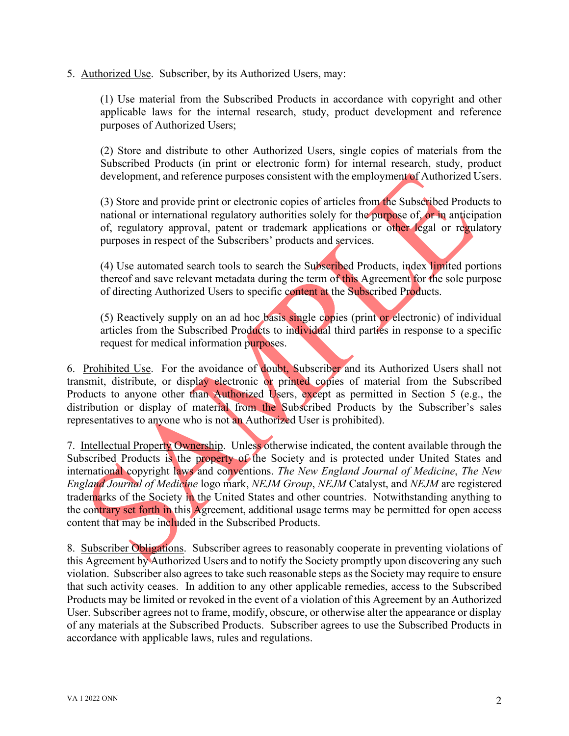5. Authorized Use. Subscriber, by its Authorized Users, may:

> (1) Use material from the Subscribed Products in accordance with copyright and other applicable laws for the internal research, study, product development and reference purposes of Authorized Users;
>
> (2) Store and distribute to other Authorized Users, single copies of materials from the Subscribed Products (in print or electronic form) for internal research, study, product development, and reference purposes consistent with the employment of Authorized Users.
>
> (3) Store and provide print or electronic copies of articles from the Subscribed Products to national or international regulatory authorities solely for the purpose of, or in anticipation of, regulatory approval, patent or trademark applications or other legal or regulatory purposes in respect of the Subscribers' products and services.
>
> (4) Use automated search tools to search the Subscribed Products, index limited portions thereof and save relevant metadata during the term of this Agreement for the sole purpose of directing Authorized Users to specific content at the Subscribed Products.
>
> (5) Reactively supply on an ad hoc basis single copies (print or electronic) of individual articles from the Subscribed Products to individual third parties in response to a specific request for medical information purposes.

6. Prohibited Use. For the avoidance of doubt, Subscriber and its Authorized Users shall not transmit, distribute, or display electronic or printed copies of material from the Subscribed Products to anyone other than Authorized Users, except as permitted in Section 5 (e.g., the distribution or display of material from the Subscribed Products by the Subscriber's sales representatives to anyone who is not an Authorized User is prohibited).

7. Intellectual Property Ownership. Unless otherwise indicated, the content available through the Subscribed Products is the property of the Society and is protected under United States and international copyright laws and conventions. *The New England Journal of Medicine*, *The New England Journal of Medicine* logo mark, *NEJM Group*, *NEJM* Catalyst, and *NEJM* are registered trademarks of the Society in the United States and other countries. Notwithstanding anything to the contrary set forth in this Agreement, additional usage terms may be permitted for open access content that may be included in the Subscribed Products.

8. Subscriber Obligations. Subscriber agrees to reasonably cooperate in preventing violations of this Agreement by Authorized Users and to notify the Society promptly upon discovering any such violation. Subscriber also agrees to take such reasonable steps as the Society may require to ensure that such activity ceases. In addition to any other applicable remedies, access to the Subscribed Products may be limited or revoked in the event of a violation of this Agreement by an Authorized User. Subscriber agrees not to frame, modify, obscure, or otherwise alter the appearance or display of any materials at the Subscribed Products. Subscriber agrees to use the Subscribed Products in accordance with applicable laws, rules and regulations.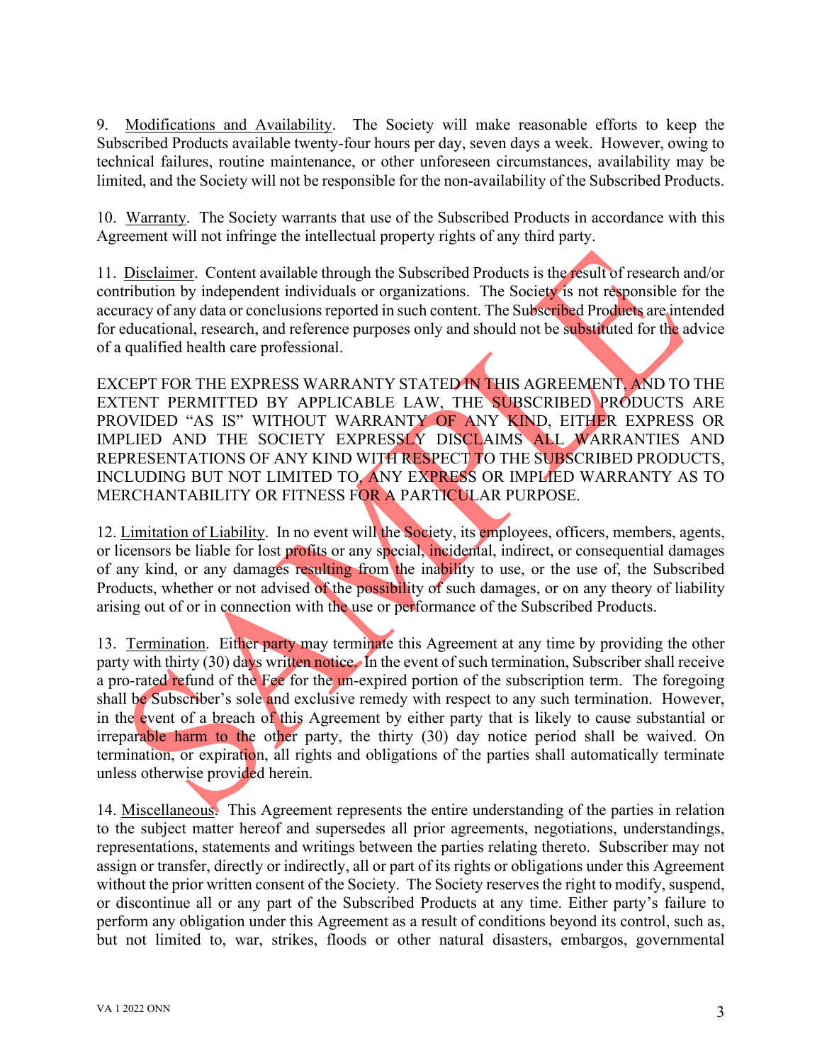9. Modifications and Availability. The Society will make reasonable efforts to keep the Subscribed Products available twenty-four hours per day, seven days a week. However, owing to technical failures, routine maintenance, or other unforeseen circumstances, availability may be limited, and the Society will not be responsible for the non-availability of the Subscribed Products.

10. Warranty. The Society warrants that use of the Subscribed Products in accordance with this Agreement will not infringe the intellectual property rights of any third party.

11. Disclaimer. Content available through the Subscribed Products is the result of research and/or contribution by independent individuals or organizations. The Society is not responsible for the accuracy of any data or conclusions reported in such content. The Subscribed Products are intended for educational, research, and reference purposes only and should not be substituted for the advice of a qualified health care professional.

EXCEPT FOR THE EXPRESS WARRANTY STATED IN THIS AGREEMENT, AND TO THE EXTENT PERMITTED BY APPLICABLE LAW, THE SUBSCRIBED PRODUCTS ARE PROVIDED "AS IS" WITHOUT WARRANTY OF ANY KIND, EITHER EXPRESS OR IMPLIED AND THE SOCIETY EXPRESSLY DISCLAIMS ALL WARRANTIES AND REPRESENTATIONS OF ANY KIND WITH RESPECT TO THE SUBSCRIBED PRODUCTS, INCLUDING BUT NOT LIMITED TO, ANY EXPRESS OR IMPLIED WARRANTY AS TO MERCHANTABILITY OR FITNESS FOR A PARTICULAR PURPOSE.

12. Limitation of Liability. In no event will the Society, its employees, officers, members, agents, or licensors be liable for lost profits or any special, incidental, indirect, or consequential damages of any kind, or any damages resulting from the inability to use, or the use of, the Subscribed Products, whether or not advised of the possibility of such damages, or on any theory of liability arising out of or in connection with the use or performance of the Subscribed Products.

13. Termination. Either party may terminate this Agreement at any time by providing the other party with thirty (30) days written notice. In the event of such termination, Subscriber shall receive a pro-rated refund of the Fee for the un-expired portion of the subscription term. The foregoing shall be Subscriber's sole and exclusive remedy with respect to any such termination. However, in the event of a breach of this Agreement by either party that is likely to cause substantial or irreparable harm to the other party, the thirty (30) day notice period shall be waived. On termination, or expiration, all rights and obligations of the parties shall automatically terminate unless otherwise provided herein.

14. Miscellaneous. This Agreement represents the entire understanding of the parties in relation to the subject matter hereof and supersedes all prior agreements, negotiations, understandings, representations, statements and writings between the parties relating thereto. Subscriber may not assign or transfer, directly or indirectly, all or part of its rights or obligations under this Agreement without the prior written consent of the Society. The Society reserves the right to modify, suspend, or discontinue all or any part of the Subscribed Products at any time. Either party's failure to perform any obligation under this Agreement as a result of conditions beyond its control, such as, but not limited to, war, strikes, floods or other natural disasters, embargos, governmental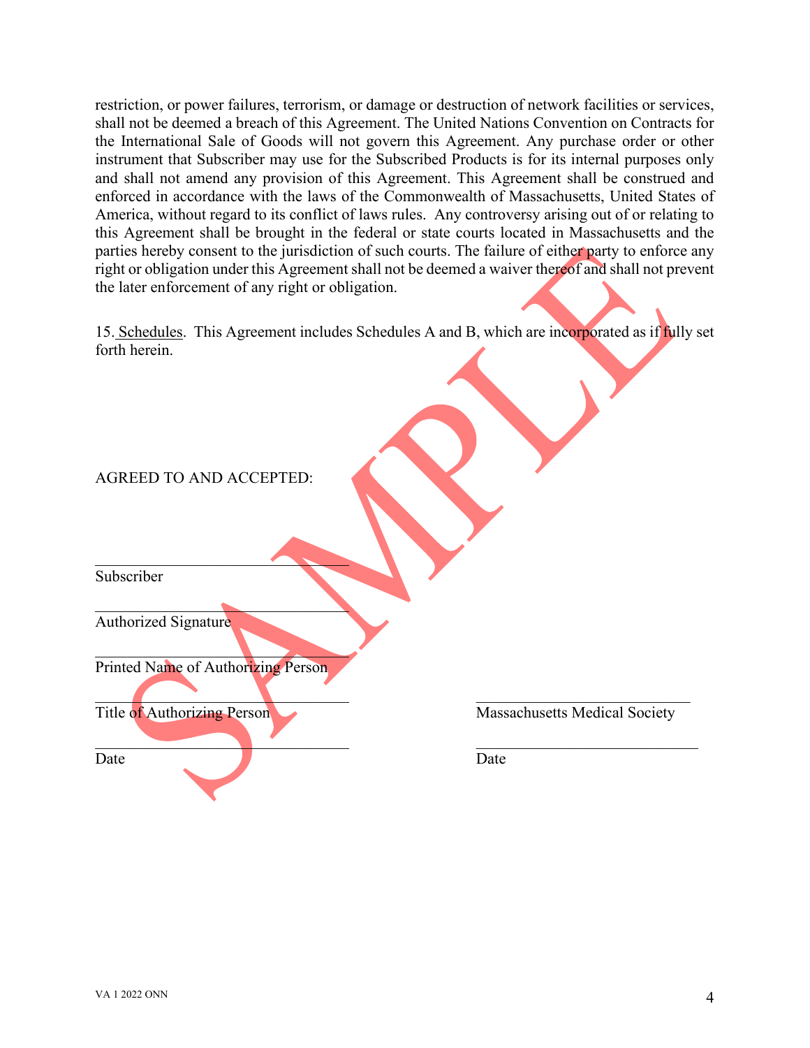restriction, or power failures, terrorism, or damage or destruction of network facilities or services, shall not be deemed a breach of this Agreement. The United Nations Convention on Contracts for the International Sale of Goods will not govern this Agreement. Any purchase order or other instrument that Subscriber may use for the Subscribed Products is for its internal purposes only and shall not amend any provision of this Agreement. This Agreement shall be construed and enforced in accordance with the laws of the Commonwealth of Massachusetts, United States of America, without regard to its conflict of laws rules. Any controversy arising out of or relating to this Agreement shall be brought in the federal or state courts located in Massachusetts and the parties hereby consent to the jurisdiction of such courts. The failure of either party to enforce any right or obligation under this Agreement shall not be deemed a waiver thereof and shall not prevent the later enforcement of any right or obligation.

15. Schedules. This Agreement includes Schedules A and B, which are incorporated as if fully set forth herein.

AGREED TO AND ACCEPTED:

\_\_\_\_\_\_\_\_\_\_\_\_\_\_\_\_\_\_\_\_\_\_\_\_\_\_\_\_\_\_
Subscriber

\_\_\_\_\_\_\_\_\_\_\_\_\_\_\_\_\_\_\_\_\_\_\_\_\_\_\_\_\_\_
Authorized Signature

\_\_\_\_\_\_\_\_\_\_\_\_\_\_\_\_\_\_\_\_\_\_\_\_\_\_\_\_\_\_
Printed Name of Authorizing Person

\_\_\_\_\_\_\_\_\_\_\_\_\_\_\_\_\_\_\_\_\_\_\_\_\_\_\_\_\_\_
Title of Authorizing Person

\_\_\_\_\_\_\_\_\_\_\_\_\_\_\_\_\_\_\_\_\_\_\_\_\_\_\_\_\_\_
Date

\_\_\_\_\_\_\_\_\_\_\_\_\_\_\_\_\_\_\_\_\_\_\_\_\_\_\_\_\_\_
Massachusetts Medical Society

\_\_\_\_\_\_\_\_\_\_\_\_\_\_\_\_\_\_\_\_\_\_\_\_\_\_\_\_\_\_
Date

SAMPLE

VA 1 2022 ONN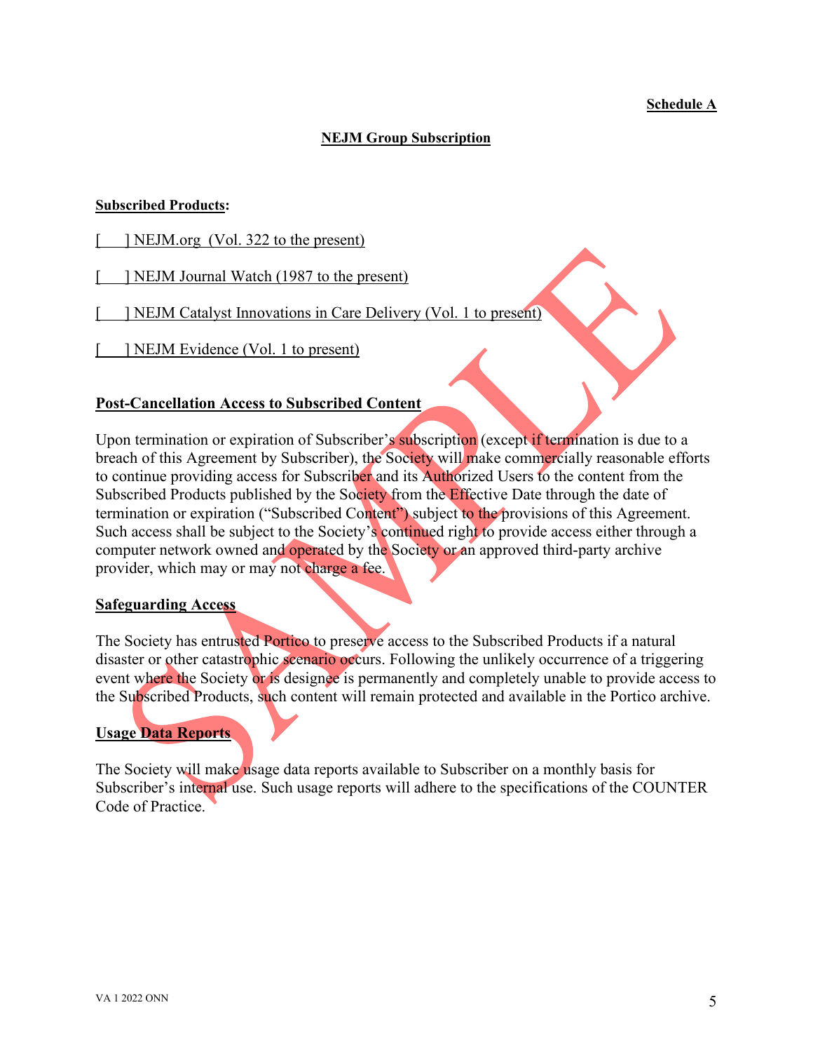**Schedule A**

**NEJM Group Subscription**

**Subscribed Products:**

[     ] NEJM.org  (Vol. 322 to the present)

[     ] NEJM Journal Watch (1987 to the present)

[     ] NEJM Catalyst Innovations in Care Delivery (Vol. 1 to present)

[     ] NEJM Evidence (Vol. 1 to present)

**Post-Cancellation Access to Subscribed Content**

Upon termination or expiration of Subscriber's subscription (except if termination is due to a breach of this Agreement by Subscriber), the Society will make commercially reasonable efforts to continue providing access for Subscriber and its Authorized Users to the content from the Subscribed Products published by the Society from the Effective Date through the date of termination or expiration ("Subscribed Content") subject to the provisions of this Agreement. Such access shall be subject to the Society's continued right to provide access either through a computer network owned and operated by the Society or an approved third-party archive provider, which may or may not charge a fee.

**Safeguarding Access**

The Society has entrusted Portico to preserve access to the Subscribed Products if a natural disaster or other catastrophic scenario occurs. Following the unlikely occurrence of a triggering event where the Society or is designee is permanently and completely unable to provide access to the Subscribed Products, such content will remain protected and available in the Portico archive.

**Usage Data Reports**

The Society will make usage data reports available to Subscriber on a monthly basis for Subscriber's internal use. Such usage reports will adhere to the specifications of the COUNTER Code of Practice.

VA 1 2022 ONN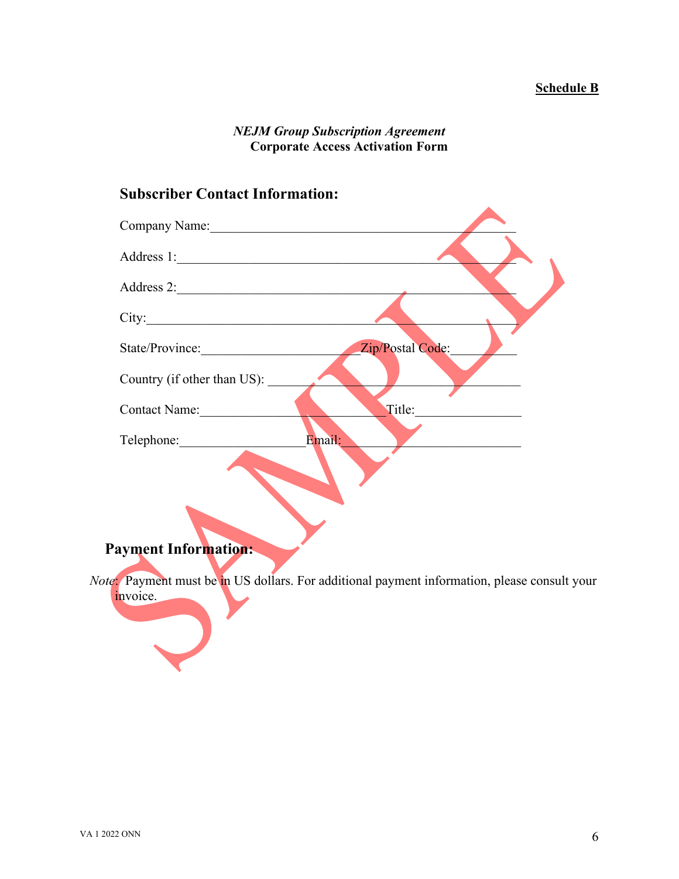**Schedule B**

***NEJM Group Subscription Agreement***
**Corporate Access Activation Form**

## Subscriber Contact Information:

Company Name:_______________________________________________

Address 1:__________________________________________________

Address 2:__________________________________________________

City:______________________________________________________

State/Province:________________________Zip/Postal Code:__________

Country (if other than US): _______________________________________

Contact Name:_____________________________Title:________________

Telephone:___________________Email:___________________________

SAMPLE

## Payment Information:

*Note*: Payment must be in US dollars. For additional payment information, please consult your invoice.

VA 1 2022 ONN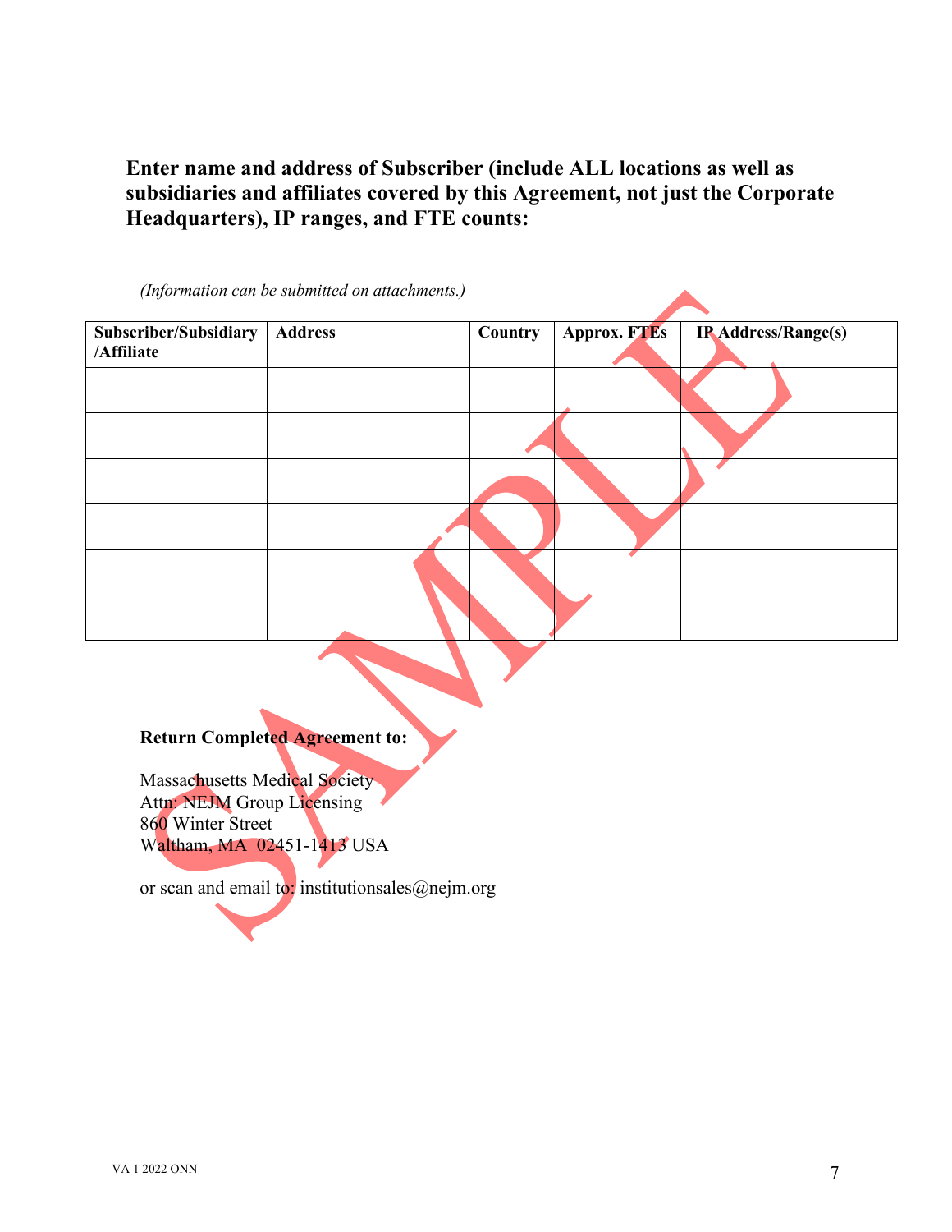**Enter name and address of Subscriber (include ALL locations as well as subsidiaries and affiliates covered by this Agreement, not just the Corporate Headquarters), IP ranges, and FTE counts:**

*(Information can be submitted on attachments.)*

| Subscriber/Subsidiary /Affiliate | Address | Country | Approx. FTEs | IP Address/Range(s) |
|---|---|---|---|---|
| | | | | |
| | | | | |
| | | | | |
| | | | | |
| | | | | |
| | | | | |

SAMPLE

**Return Completed Agreement to:**

Massachusetts Medical Society
Attn: NEJM Group Licensing
860 Winter Street
Waltham, MA 02451-1413 USA

or scan and email to: institutionsales@nejm.org

VA 1 2022 ONN